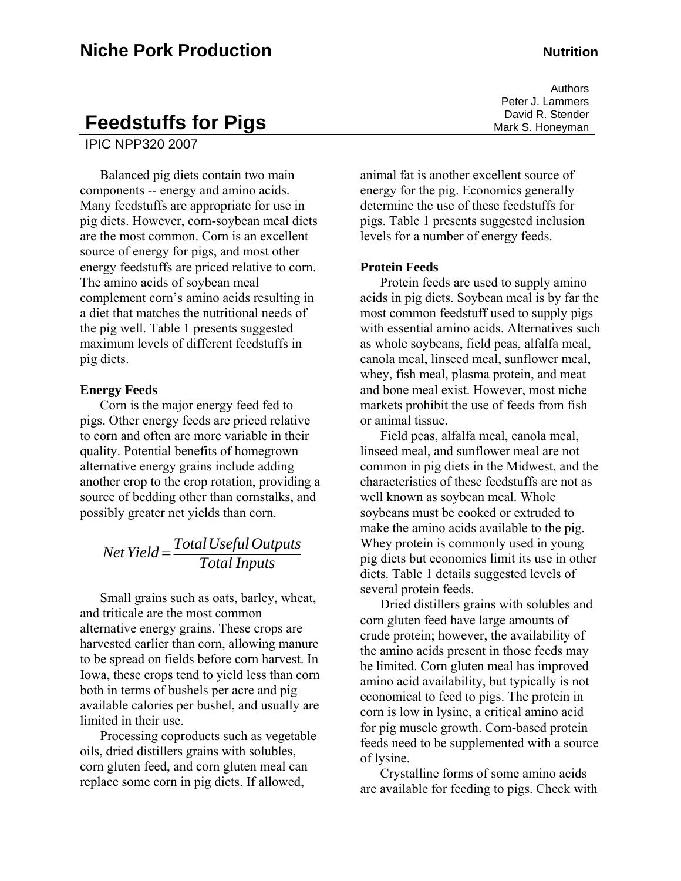# Feedstuffs for Pigs

IPIC NPP320 2007

Authors
Peter J. Lammers
David R. Stender
Mark S. Honeyman

Balanced pig diets contain two main components -- energy and amino acids. Many feedstuffs are appropriate for use in pig diets. However, corn-soybean meal diets are the most common. Corn is an excellent source of energy for pigs, and most other energy feedstuffs are priced relative to corn. The amino acids of soybean meal complement corn's amino acids resulting in a diet that matches the nutritional needs of the pig well. Table 1 presents suggested maximum levels of different feedstuffs in pig diets.

**Energy Feeds**

Corn is the major energy feed fed to pigs. Other energy feeds are priced relative to corn and often are more variable in their quality. Potential benefits of homegrown alternative energy grains include adding another crop to the crop rotation, providing a source of bedding other than cornstalks, and possibly greater net yields than corn.

$$Net\,Yield = \frac{Total\,Useful\,Outputs}{Total\,Inputs}$$

Small grains such as oats, barley, wheat, and triticale are the most common alternative energy grains. These crops are harvested earlier than corn, allowing manure to be spread on fields before corn harvest. In Iowa, these crops tend to yield less than corn both in terms of bushels per acre and pig available calories per bushel, and usually are limited in their use.

Processing coproducts such as vegetable oils, dried distillers grains with solubles, corn gluten feed, and corn gluten meal can replace some corn in pig diets. If allowed, animal fat is another excellent source of energy for the pig. Economics generally determine the use of these feedstuffs for pigs. Table 1 presents suggested inclusion levels for a number of energy feeds.

**Protein Feeds**

Protein feeds are used to supply amino acids in pig diets. Soybean meal is by far the most common feedstuff used to supply pigs with essential amino acids. Alternatives such as whole soybeans, field peas, alfalfa meal, canola meal, linseed meal, sunflower meal, whey, fish meal, plasma protein, and meat and bone meal exist. However, most niche markets prohibit the use of feeds from fish or animal tissue.

Field peas, alfalfa meal, canola meal, linseed meal, and sunflower meal are not common in pig diets in the Midwest, and the characteristics of these feedstuffs are not as well known as soybean meal. Whole soybeans must be cooked or extruded to make the amino acids available to the pig. Whey protein is commonly used in young pig diets but economics limit its use in other diets. Table 1 details suggested levels of several protein feeds.

Dried distillers grains with solubles and corn gluten feed have large amounts of crude protein; however, the availability of the amino acids present in those feeds may be limited. Corn gluten meal has improved amino acid availability, but typically is not economical to feed to pigs. The protein in corn is low in lysine, a critical amino acid for pig muscle growth. Corn-based protein feeds need to be supplemented with a source of lysine.

Crystalline forms of some amino acids are available for feeding to pigs. Check with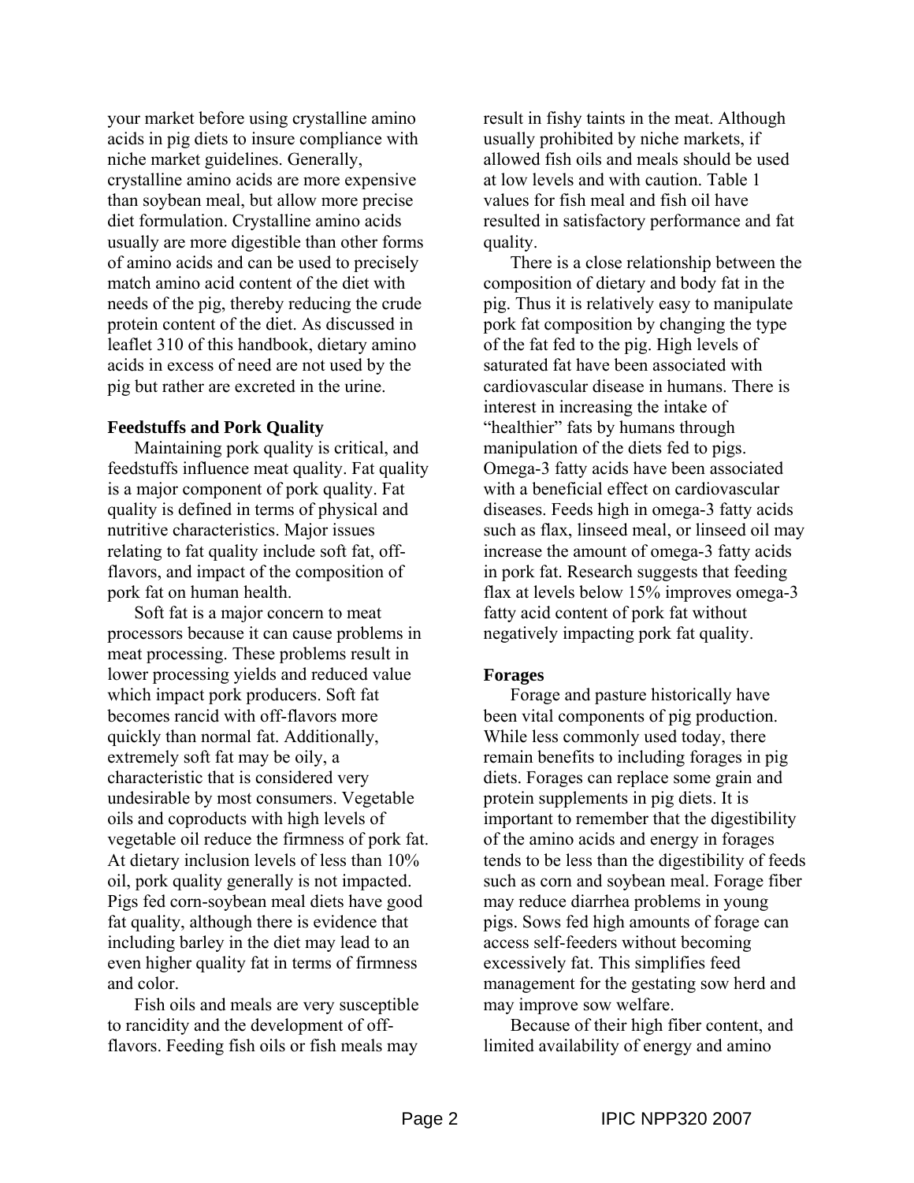your market before using crystalline amino acids in pig diets to insure compliance with niche market guidelines. Generally, crystalline amino acids are more expensive than soybean meal, but allow more precise diet formulation. Crystalline amino acids usually are more digestible than other forms of amino acids and can be used to precisely match amino acid content of the diet with needs of the pig, thereby reducing the crude protein content of the diet. As discussed in leaflet 310 of this handbook, dietary amino acids in excess of need are not used by the pig but rather are excreted in the urine.

### Feedstuffs and Pork Quality

Maintaining pork quality is critical, and feedstuffs influence meat quality. Fat quality is a major component of pork quality. Fat quality is defined in terms of physical and nutritive characteristics. Major issues relating to fat quality include soft fat, off-flavors, and impact of the composition of pork fat on human health.

Soft fat is a major concern to meat processors because it can cause problems in meat processing. These problems result in lower processing yields and reduced value which impact pork producers. Soft fat becomes rancid with off-flavors more quickly than normal fat. Additionally, extremely soft fat may be oily, a characteristic that is considered very undesirable by most consumers. Vegetable oils and coproducts with high levels of vegetable oil reduce the firmness of pork fat. At dietary inclusion levels of less than 10% oil, pork quality generally is not impacted. Pigs fed corn-soybean meal diets have good fat quality, although there is evidence that including barley in the diet may lead to an even higher quality fat in terms of firmness and color.

Fish oils and meals are very susceptible to rancidity and the development of off-flavors. Feeding fish oils or fish meals may result in fishy taints in the meat. Although usually prohibited by niche markets, if allowed fish oils and meals should be used at low levels and with caution. Table 1 values for fish meal and fish oil have resulted in satisfactory performance and fat quality.

There is a close relationship between the composition of dietary and body fat in the pig. Thus it is relatively easy to manipulate pork fat composition by changing the type of the fat fed to the pig. High levels of saturated fat have been associated with cardiovascular disease in humans. There is interest in increasing the intake of "healthier" fats by humans through manipulation of the diets fed to pigs. Omega-3 fatty acids have been associated with a beneficial effect on cardiovascular diseases. Feeds high in omega-3 fatty acids such as flax, linseed meal, or linseed oil may increase the amount of omega-3 fatty acids in pork fat. Research suggests that feeding flax at levels below 15% improves omega-3 fatty acid content of pork fat without negatively impacting pork fat quality.

### Forages

Forage and pasture historically have been vital components of pig production. While less commonly used today, there remain benefits to including forages in pig diets. Forages can replace some grain and protein supplements in pig diets. It is important to remember that the digestibility of the amino acids and energy in forages tends to be less than the digestibility of feeds such as corn and soybean meal. Forage fiber may reduce diarrhea problems in young pigs. Sows fed high amounts of forage can access self-feeders without becoming excessively fat. This simplifies feed management for the gestating sow herd and may improve sow welfare.

Because of their high fiber content, and limited availability of energy and amino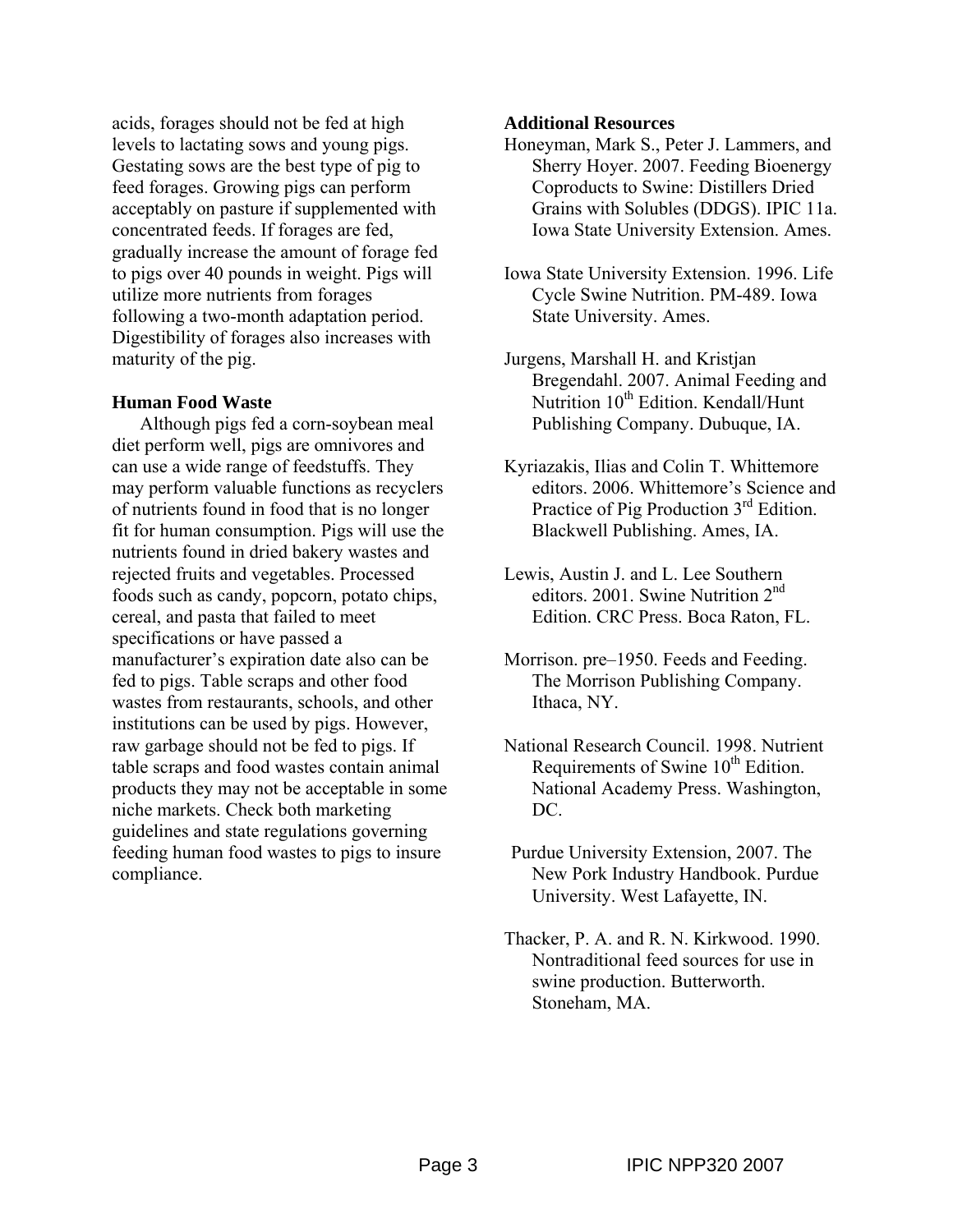acids, forages should not be fed at high levels to lactating sows and young pigs. Gestating sows are the best type of pig to feed forages. Growing pigs can perform acceptably on pasture if supplemented with concentrated feeds. If forages are fed, gradually increase the amount of forage fed to pigs over 40 pounds in weight. Pigs will utilize more nutrients from forages following a two-month adaptation period. Digestibility of forages also increases with maturity of the pig.

### Human Food Waste

Although pigs fed a corn-soybean meal diet perform well, pigs are omnivores and can use a wide range of feedstuffs. They may perform valuable functions as recyclers of nutrients found in food that is no longer fit for human consumption. Pigs will use the nutrients found in dried bakery wastes and rejected fruits and vegetables. Processed foods such as candy, popcorn, potato chips, cereal, and pasta that failed to meet specifications or have passed a manufacturer's expiration date also can be fed to pigs. Table scraps and other food wastes from restaurants, schools, and other institutions can be used by pigs. However, raw garbage should not be fed to pigs. If table scraps and food wastes contain animal products they may not be acceptable in some niche markets. Check both marketing guidelines and state regulations governing feeding human food wastes to pigs to insure compliance.

### Additional Resources

Honeyman, Mark S., Peter J. Lammers, and Sherry Hoyer. 2007. Feeding Bioenergy Coproducts to Swine: Distillers Dried Grains with Solubles (DDGS). IPIC 11a. Iowa State University Extension. Ames.

Iowa State University Extension. 1996. Life Cycle Swine Nutrition. PM-489. Iowa State University. Ames.

Jurgens, Marshall H. and Kristjan Bregendahl. 2007. Animal Feeding and Nutrition 10th Edition. Kendall/Hunt Publishing Company. Dubuque, IA.

Kyriazakis, Ilias and Colin T. Whittemore editors. 2006. Whittemore's Science and Practice of Pig Production 3rd Edition. Blackwell Publishing. Ames, IA.

Lewis, Austin J. and L. Lee Southern editors. 2001. Swine Nutrition 2nd Edition. CRC Press. Boca Raton, FL.

Morrison. pre–1950. Feeds and Feeding. The Morrison Publishing Company. Ithaca, NY.

National Research Council. 1998. Nutrient Requirements of Swine 10th Edition. National Academy Press. Washington, DC.

Purdue University Extension, 2007. The New Pork Industry Handbook. Purdue University. West Lafayette, IN.

Thacker, P. A. and R. N. Kirkwood. 1990. Nontraditional feed sources for use in swine production. Butterworth. Stoneham, MA.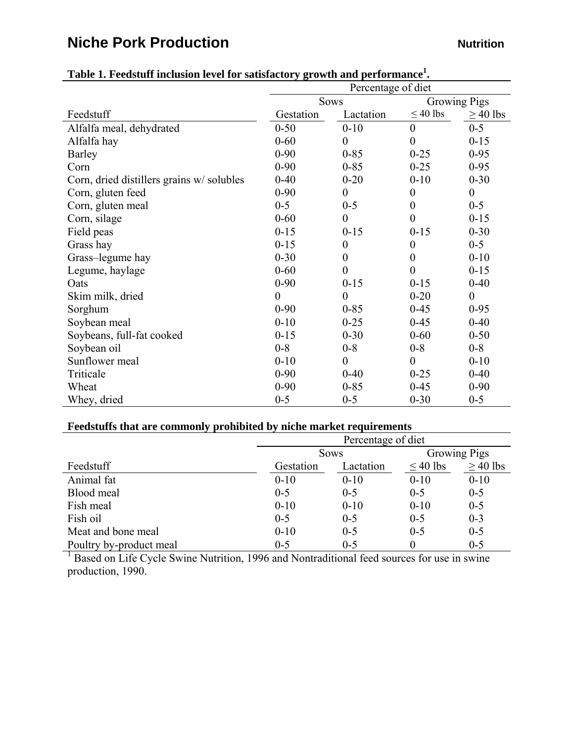**Table 1. Feedstuff inclusion level for satisfactory growth and performance[1].**

| | Percentage of diet | | | |
|---|---|---|---|---|
| | Sows | | Growing Pigs | |
| Feedstuff | Gestation | Lactation | ≤ 40 lbs | ≥ 40 lbs |
| Alfalfa meal, dehydrated | 0-50 | 0-10 | 0 | 0-5 |
| Alfalfa hay | 0-60 | 0 | 0 | 0-15 |
| Barley | 0-90 | 0-85 | 0-25 | 0-95 |
| Corn | 0-90 | 0-85 | 0-25 | 0-95 |
| Corn, dried distillers grains w/ solubles | 0-40 | 0-20 | 0-10 | 0-30 |
| Corn, gluten feed | 0-90 | 0 | 0 | 0 |
| Corn, gluten meal | 0-5 | 0-5 | 0 | 0-5 |
| Corn, silage | 0-60 | 0 | 0 | 0-15 |
| Field peas | 0-15 | 0-15 | 0-15 | 0-30 |
| Grass hay | 0-15 | 0 | 0 | 0-5 |
| Grass–legume hay | 0-30 | 0 | 0 | 0-10 |
| Legume, haylage | 0-60 | 0 | 0 | 0-15 |
| Oats | 0-90 | 0-15 | 0-15 | 0-40 |
| Skim milk, dried | 0 | 0 | 0-20 | 0 |
| Sorghum | 0-90 | 0-85 | 0-45 | 0-95 |
| Soybean meal | 0-10 | 0-25 | 0-45 | 0-40 |
| Soybeans, full-fat cooked | 0-15 | 0-30 | 0-60 | 0-50 |
| Soybean oil | 0-8 | 0-8 | 0-8 | 0-8 |
| Sunflower meal | 0-10 | 0 | 0 | 0-10 |
| Triticale | 0-90 | 0-40 | 0-25 | 0-40 |
| Wheat | 0-90 | 0-85 | 0-45 | 0-90 |
| Whey, dried | 0-5 | 0-5 | 0-30 | 0-5 |

**Feedstuffs that are commonly prohibited by niche market requirements**

| | Percentage of diet | | | |
|---|---|---|---|---|
| | Sows | | Growing Pigs | |
| Feedstuff | Gestation | Lactation | ≤ 40 lbs | ≥ 40 lbs |
| Animal fat | 0-10 | 0-10 | 0-10 | 0-10 |
| Blood meal | 0-5 | 0-5 | 0-5 | 0-5 |
| Fish meal | 0-10 | 0-10 | 0-10 | 0-5 |
| Fish oil | 0-5 | 0-5 | 0-5 | 0-3 |
| Meat and bone meal | 0-10 | 0-5 | 0-5 | 0-5 |
| Poultry by-product meal | 0-5 | 0-5 | 0 | 0-5 |

[1] Based on Life Cycle Swine Nutrition, 1996 and Nontraditional feed sources for use in swine production, 1990.